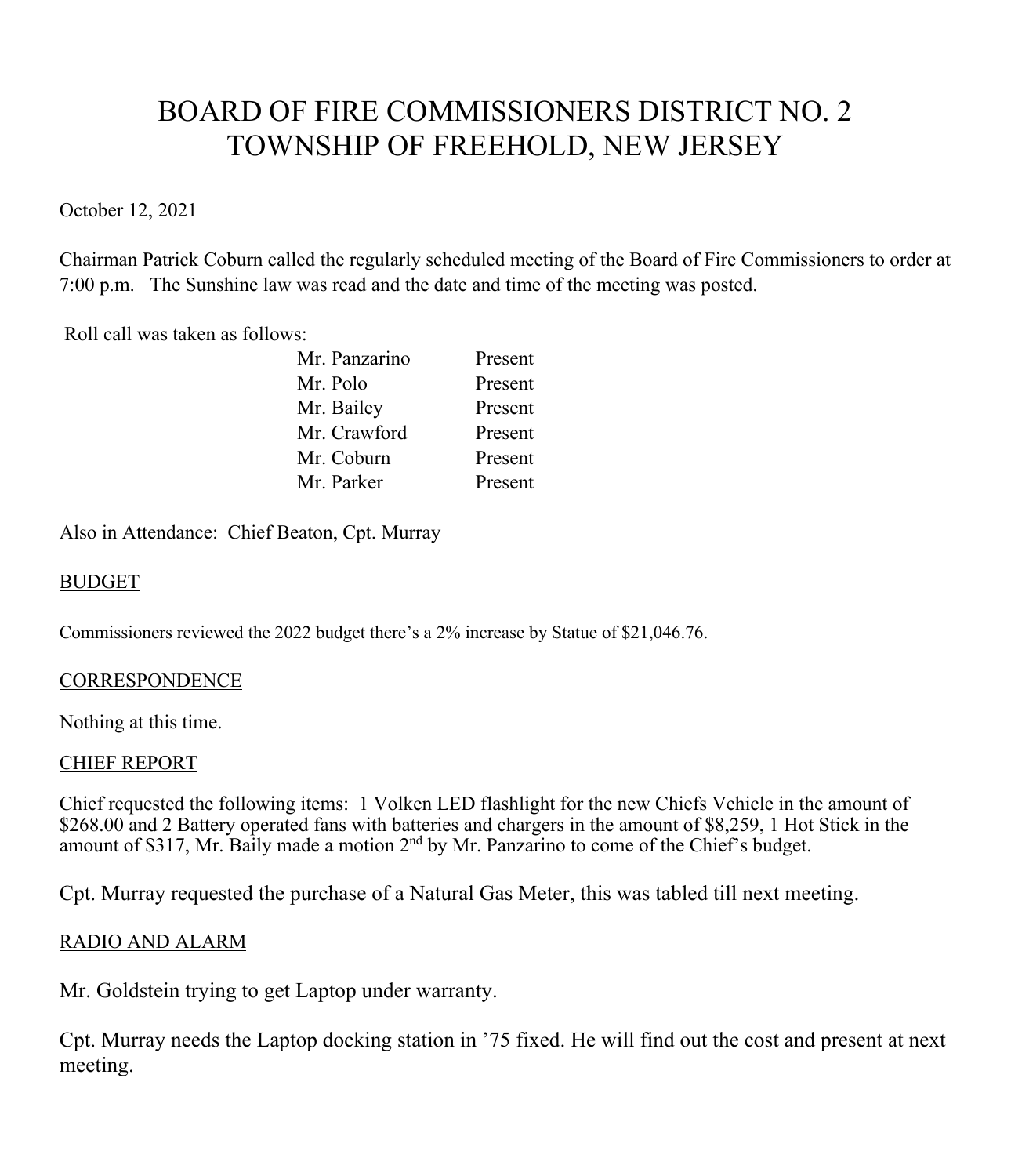# BOARD OF FIRE COMMISSIONERS DISTRICT NO. 2
# TOWNSHIP OF FREEHOLD, NEW JERSEY

October 12, 2021

Chairman Patrick Coburn called the regularly scheduled meeting of the Board of Fire Commissioners to order at 7:00 p.m. The Sunshine law was read and the date and time of the meeting was posted.

Roll call was taken as follows:

| | |
|---|---|
| Mr. Panzarino | Present |
| Mr. Polo | Present |
| Mr. Bailey | Present |
| Mr. Crawford | Present |
| Mr. Coburn | Present |
| Mr. Parker | Present |

Also in Attendance: Chief Beaton, Cpt. Murray

<u>BUDGET</u>

Commissioners reviewed the 2022 budget there's a 2% increase by Statue of $21,046.76.

<u>CORRESPONDENCE</u>

Nothing at this time.

<u>CHIEF REPORT</u>

Chief requested the following items: 1 Volken LED flashlight for the new Chiefs Vehicle in the amount of $268.00 and 2 Battery operated fans with batteries and chargers in the amount of $8,259, 1 Hot Stick in the amount of $317, Mr. Baily made a motion 2nd by Mr. Panzarino to come of the Chief's budget.

Cpt. Murray requested the purchase of a Natural Gas Meter, this was tabled till next meeting.

<u>RADIO AND ALARM</u>

Mr. Goldstein trying to get Laptop under warranty.

Cpt. Murray needs the Laptop docking station in '75 fixed. He will find out the cost and present at next meeting.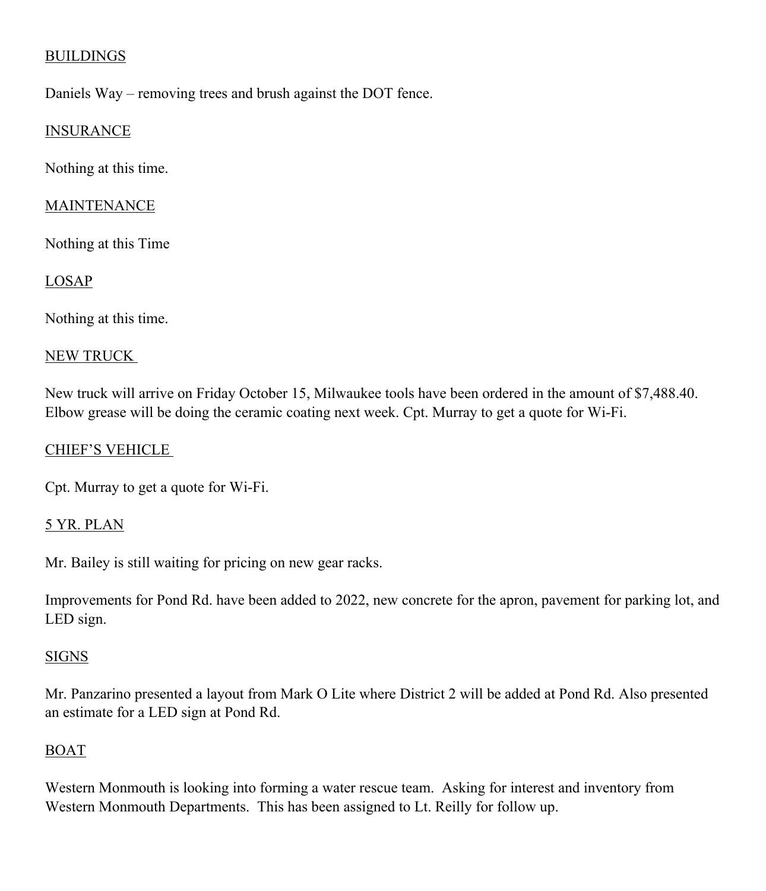<u>BUILDINGS</u>

Daniels Way – removing trees and brush against the DOT fence.

<u>INSURANCE</u>

Nothing at this time.

<u>MAINTENANCE</u>

Nothing at this Time

<u>LOSAP</u>

Nothing at this time.

<u>NEW TRUCK</u>

New truck will arrive on Friday October 15, Milwaukee tools have been ordered in the amount of $7,488.40. Elbow grease will be doing the ceramic coating next week. Cpt. Murray to get a quote for Wi-Fi.

<u>CHIEF'S VEHICLE</u>

Cpt. Murray to get a quote for Wi-Fi.

<u>5 YR. PLAN</u>

Mr. Bailey is still waiting for pricing on new gear racks.

Improvements for Pond Rd. have been added to 2022, new concrete for the apron, pavement for parking lot, and LED sign.

<u>SIGNS</u>

Mr. Panzarino presented a layout from Mark O Lite where District 2 will be added at Pond Rd. Also presented an estimate for a LED sign at Pond Rd.

<u>BOAT</u>

Western Monmouth is looking into forming a water rescue team. Asking for interest and inventory from Western Monmouth Departments. This has been assigned to Lt. Reilly for follow up.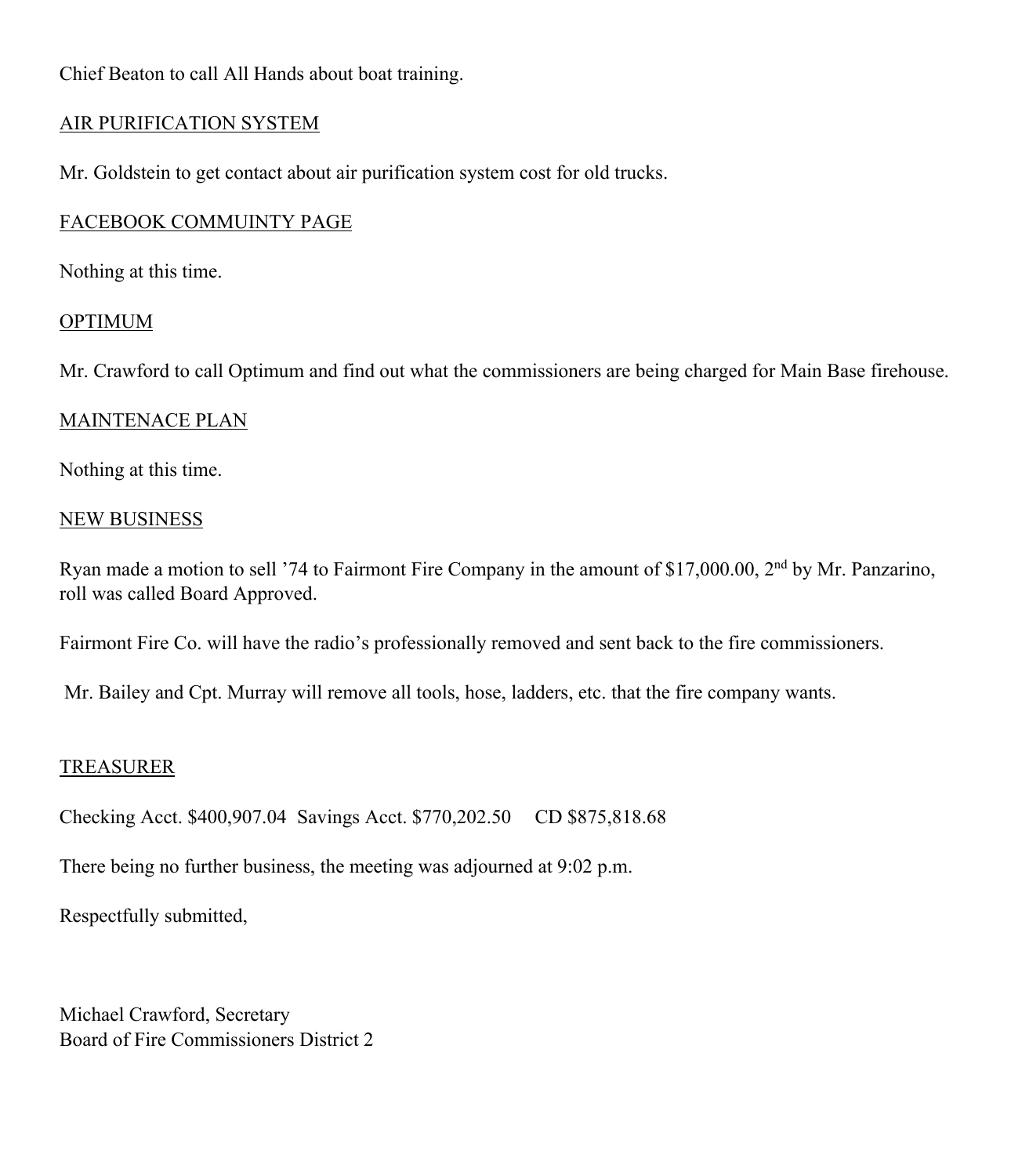Chief Beaton to call All Hands about boat training.

AIR PURIFICATION SYSTEM

Mr. Goldstein to get contact about air purification system cost for old trucks.

FACEBOOK COMMUINTY PAGE

Nothing at this time.

OPTIMUM

Mr. Crawford to call Optimum and find out what the commissioners are being charged for Main Base firehouse.

MAINTENACE PLAN

Nothing at this time.

NEW BUSINESS

Ryan made a motion to sell '74 to Fairmont Fire Company in the amount of $17,000.00, 2nd by Mr. Panzarino, roll was called Board Approved.

Fairmont Fire Co. will have the radio's professionally removed and sent back to the fire commissioners.

Mr. Bailey and Cpt. Murray will remove all tools, hose, ladders, etc. that the fire company wants.

TREASURER

Checking Acct. $400,907.04 Savings Acct. $770,202.50 CD $875,818.68

There being no further business, the meeting was adjourned at 9:02 p.m.

Respectfully submitted,

Michael Crawford, Secretary
Board of Fire Commissioners District 2